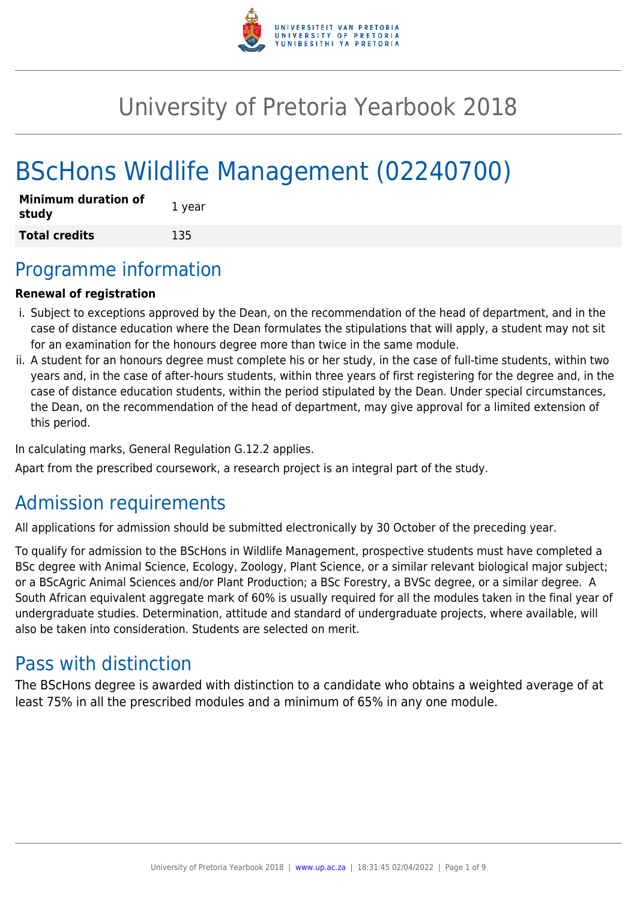# University of Pretoria Yearbook 2018

# BScHons Wildlife Management (02240700)

| | |
|---|---|
| **Minimum duration of study** | 1 year |
| **Total credits** | 135 |

## Programme information

**Renewal of registration**

i. Subject to exceptions approved by the Dean, on the recommendation of the head of department, and in the case of distance education where the Dean formulates the stipulations that will apply, a student may not sit for an examination for the honours degree more than twice in the same module.
ii. A student for an honours degree must complete his or her study, in the case of full-time students, within two years and, in the case of after-hours students, within three years of first registering for the degree and, in the case of distance education students, within the period stipulated by the Dean. Under special circumstances, the Dean, on the recommendation of the head of department, may give approval for a limited extension of this period.

In calculating marks, General Regulation G.12.2 applies.

Apart from the prescribed coursework, a research project is an integral part of the study.

## Admission requirements

All applications for admission should be submitted electronically by 30 October of the preceding year.

To qualify for admission to the BScHons in Wildlife Management, prospective students must have completed a BSc degree with Animal Science, Ecology, Zoology, Plant Science, or a similar relevant biological major subject; or a BScAgric Animal Sciences and/or Plant Production; a BSc Forestry, a BVSc degree, or a similar degree. A South African equivalent aggregate mark of 60% is usually required for all the modules taken in the final year of undergraduate studies. Determination, attitude and standard of undergraduate projects, where available, will also be taken into consideration. Students are selected on merit.

## Pass with distinction

The BScHons degree is awarded with distinction to a candidate who obtains a weighted average of at least 75% in all the prescribed modules and a minimum of 65% in any one module.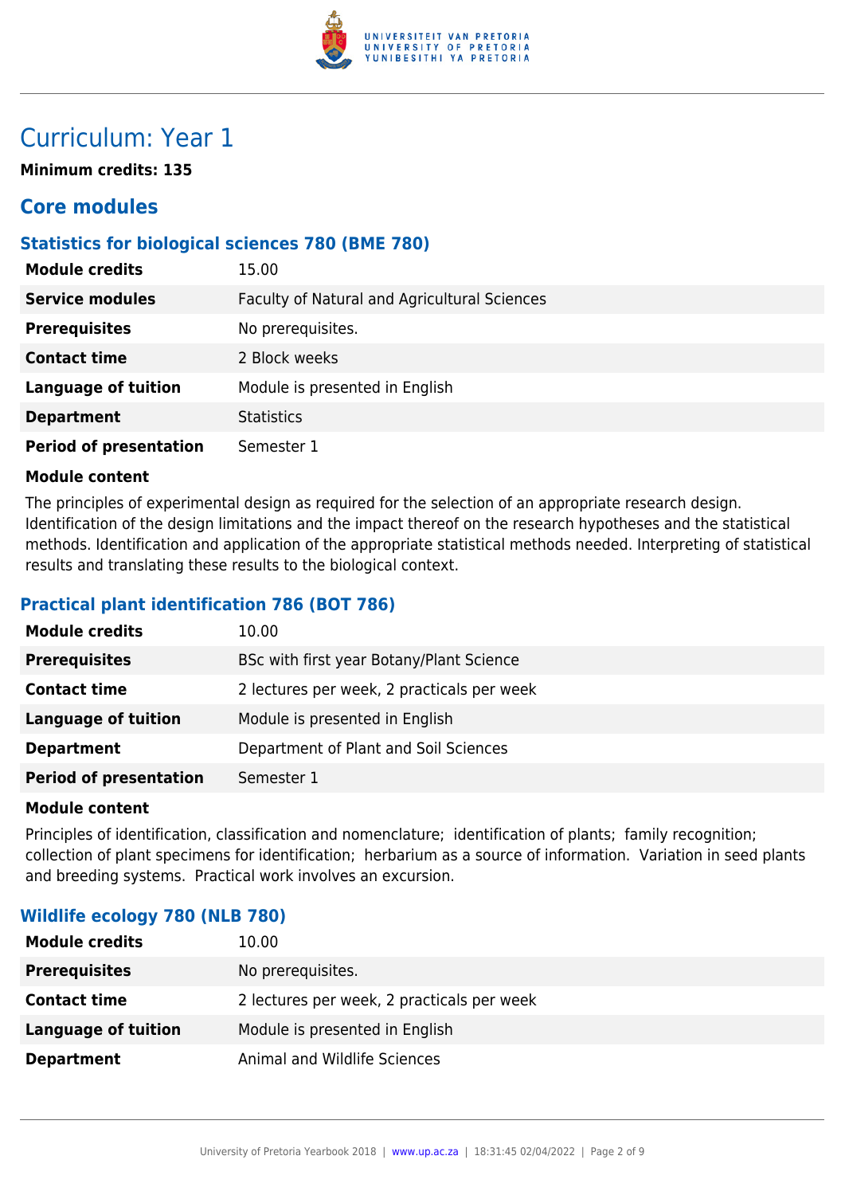# Curriculum: Year 1

**Minimum credits: 135**

## Core modules

### Statistics for biological sciences 780 (BME 780)

| | |
|---|---|
| **Module credits** | 15.00 |
| **Service modules** | Faculty of Natural and Agricultural Sciences |
| **Prerequisites** | No prerequisites. |
| **Contact time** | 2 Block weeks |
| **Language of tuition** | Module is presented in English |
| **Department** | Statistics |
| **Period of presentation** | Semester 1 |

**Module content**

The principles of experimental design as required for the selection of an appropriate research design. Identification of the design limitations and the impact thereof on the research hypotheses and the statistical methods. Identification and application of the appropriate statistical methods needed. Interpreting of statistical results and translating these results to the biological context.

### Practical plant identification 786 (BOT 786)

| | |
|---|---|
| **Module credits** | 10.00 |
| **Prerequisites** | BSc with first year Botany/Plant Science |
| **Contact time** | 2 lectures per week, 2 practicals per week |
| **Language of tuition** | Module is presented in English |
| **Department** | Department of Plant and Soil Sciences |
| **Period of presentation** | Semester 1 |

**Module content**

Principles of identification, classification and nomenclature; identification of plants; family recognition; collection of plant specimens for identification; herbarium as a source of information. Variation in seed plants and breeding systems. Practical work involves an excursion.

### Wildlife ecology 780 (NLB 780)

| | |
|---|---|
| **Module credits** | 10.00 |
| **Prerequisites** | No prerequisites. |
| **Contact time** | 2 lectures per week, 2 practicals per week |
| **Language of tuition** | Module is presented in English |
| **Department** | Animal and Wildlife Sciences |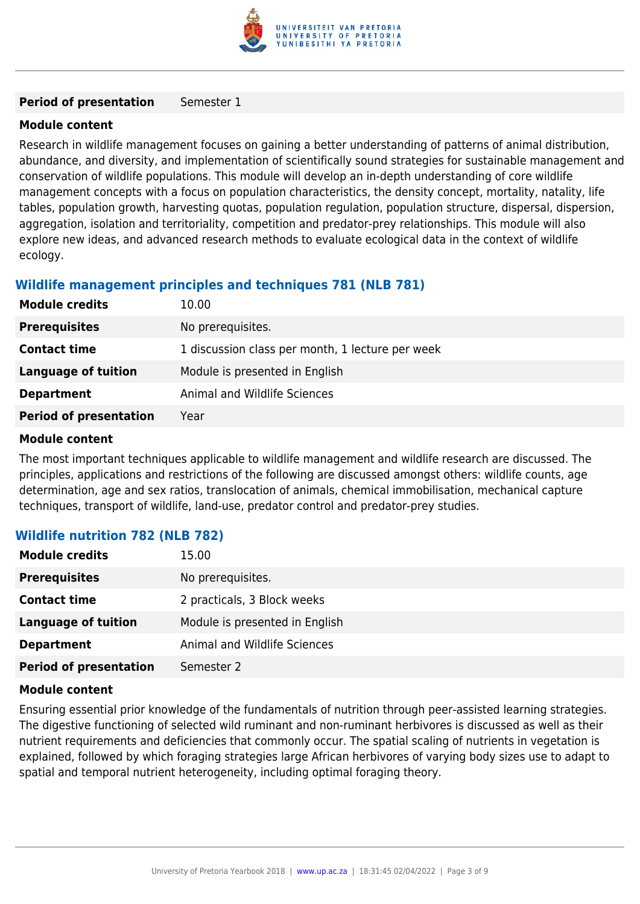| **Period of presentation** | Semester 1 |
|---|---|

**Module content**

Research in wildlife management focuses on gaining a better understanding of patterns of animal distribution, abundance, and diversity, and implementation of scientifically sound strategies for sustainable management and conservation of wildlife populations. This module will develop an in-depth understanding of core wildlife management concepts with a focus on population characteristics, the density concept, mortality, natality, life tables, population growth, harvesting quotas, population regulation, population structure, dispersal, dispersion, aggregation, isolation and territoriality, competition and predator-prey relationships. This module will also explore new ideas, and advanced research methods to evaluate ecological data in the context of wildlife ecology.

### Wildlife management principles and techniques 781 (NLB 781)

| **Module credits** | 10.00 |
|---|---|
| **Prerequisites** | No prerequisites. |
| **Contact time** | 1 discussion class per month, 1 lecture per week |
| **Language of tuition** | Module is presented in English |
| **Department** | Animal and Wildlife Sciences |
| **Period of presentation** | Year |

**Module content**

The most important techniques applicable to wildlife management and wildlife research are discussed. The principles, applications and restrictions of the following are discussed amongst others: wildlife counts, age determination, age and sex ratios, translocation of animals, chemical immobilisation, mechanical capture techniques, transport of wildlife, land-use, predator control and predator-prey studies.

### Wildlife nutrition 782 (NLB 782)

| **Module credits** | 15.00 |
|---|---|
| **Prerequisites** | No prerequisites. |
| **Contact time** | 2 practicals, 3 Block weeks |
| **Language of tuition** | Module is presented in English |
| **Department** | Animal and Wildlife Sciences |
| **Period of presentation** | Semester 2 |

**Module content**

Ensuring essential prior knowledge of the fundamentals of nutrition through peer-assisted learning strategies. The digestive functioning of selected wild ruminant and non-ruminant herbivores is discussed as well as their nutrient requirements and deficiencies that commonly occur. The spatial scaling of nutrients in vegetation is explained, followed by which foraging strategies large African herbivores of varying body sizes use to adapt to spatial and temporal nutrient heterogeneity, including optimal foraging theory.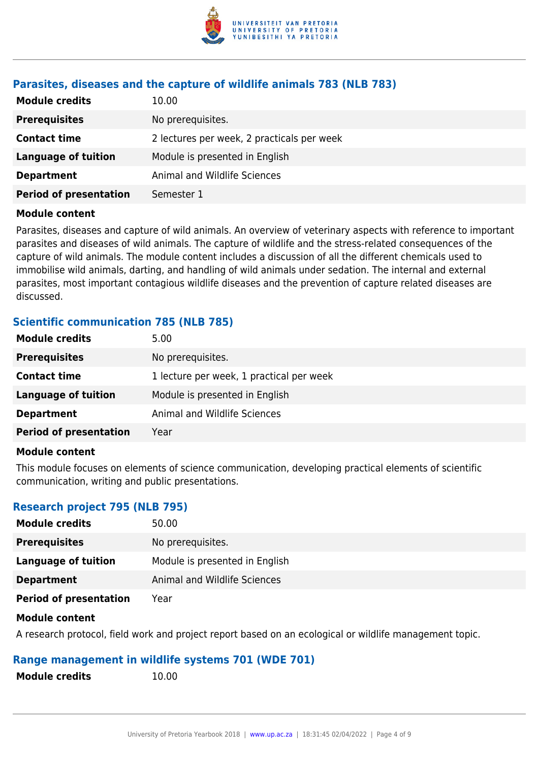### Parasites, diseases and the capture of wildlife animals 783 (NLB 783)

| | |
|---|---|
| **Module credits** | 10.00 |
| **Prerequisites** | No prerequisites. |
| **Contact time** | 2 lectures per week, 2 practicals per week |
| **Language of tuition** | Module is presented in English |
| **Department** | Animal and Wildlife Sciences |
| **Period of presentation** | Semester 1 |

**Module content**

Parasites, diseases and capture of wild animals. An overview of veterinary aspects with reference to important parasites and diseases of wild animals. The capture of wildlife and the stress-related consequences of the capture of wild animals. The module content includes a discussion of all the different chemicals used to immobilise wild animals, darting, and handling of wild animals under sedation. The internal and external parasites, most important contagious wildlife diseases and the prevention of capture related diseases are discussed.

### Scientific communication 785 (NLB 785)

| | |
|---|---|
| **Module credits** | 5.00 |
| **Prerequisites** | No prerequisites. |
| **Contact time** | 1 lecture per week, 1 practical per week |
| **Language of tuition** | Module is presented in English |
| **Department** | Animal and Wildlife Sciences |
| **Period of presentation** | Year |

**Module content**

This module focuses on elements of science communication, developing practical elements of scientific communication, writing and public presentations.

### Research project 795 (NLB 795)

| | |
|---|---|
| **Module credits** | 50.00 |
| **Prerequisites** | No prerequisites. |
| **Language of tuition** | Module is presented in English |
| **Department** | Animal and Wildlife Sciences |
| **Period of presentation** | Year |

**Module content**

A research protocol, field work and project report based on an ecological or wildlife management topic.

### Range management in wildlife systems 701 (WDE 701)

| | |
|---|---|
| **Module credits** | 10.00 |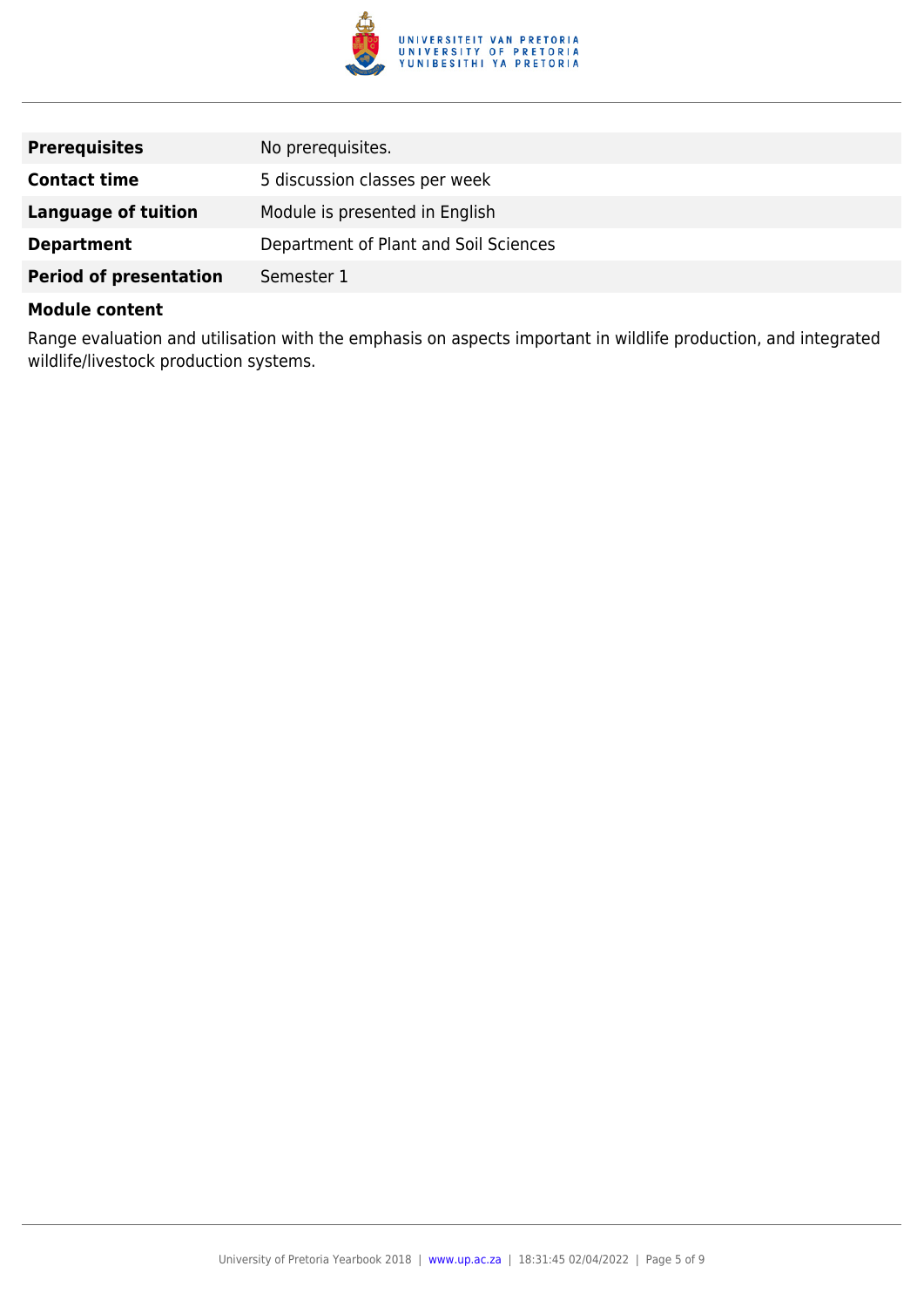| | |
|---|---|
| **Prerequisites** | No prerequisites. |
| **Contact time** | 5 discussion classes per week |
| **Language of tuition** | Module is presented in English |
| **Department** | Department of Plant and Soil Sciences |
| **Period of presentation** | Semester 1 |

**Module content**

Range evaluation and utilisation with the emphasis on aspects important in wildlife production, and integrated wildlife/livestock production systems.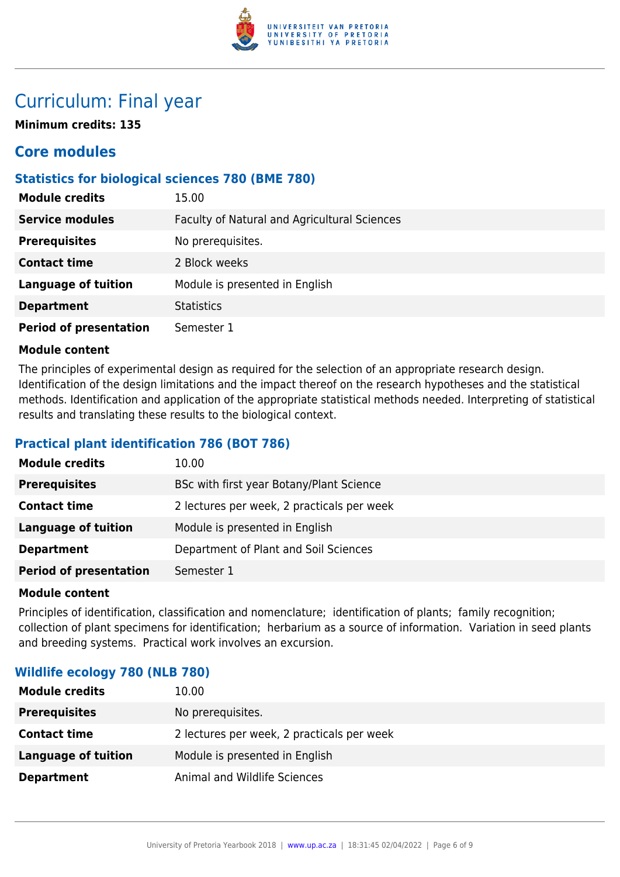# Curriculum: Final year

**Minimum credits: 135**

## Core modules

### Statistics for biological sciences 780 (BME 780)

| | |
|---|---|
| **Module credits** | 15.00 |
| **Service modules** | Faculty of Natural and Agricultural Sciences |
| **Prerequisites** | No prerequisites. |
| **Contact time** | 2 Block weeks |
| **Language of tuition** | Module is presented in English |
| **Department** | Statistics |
| **Period of presentation** | Semester 1 |

**Module content**

The principles of experimental design as required for the selection of an appropriate research design. Identification of the design limitations and the impact thereof on the research hypotheses and the statistical methods. Identification and application of the appropriate statistical methods needed. Interpreting of statistical results and translating these results to the biological context.

### Practical plant identification 786 (BOT 786)

| | |
|---|---|
| **Module credits** | 10.00 |
| **Prerequisites** | BSc with first year Botany/Plant Science |
| **Contact time** | 2 lectures per week, 2 practicals per week |
| **Language of tuition** | Module is presented in English |
| **Department** | Department of Plant and Soil Sciences |
| **Period of presentation** | Semester 1 |

**Module content**

Principles of identification, classification and nomenclature; identification of plants; family recognition; collection of plant specimens for identification; herbarium as a source of information. Variation in seed plants and breeding systems. Practical work involves an excursion.

### Wildlife ecology 780 (NLB 780)

| | |
|---|---|
| **Module credits** | 10.00 |
| **Prerequisites** | No prerequisites. |
| **Contact time** | 2 lectures per week, 2 practicals per week |
| **Language of tuition** | Module is presented in English |
| **Department** | Animal and Wildlife Sciences |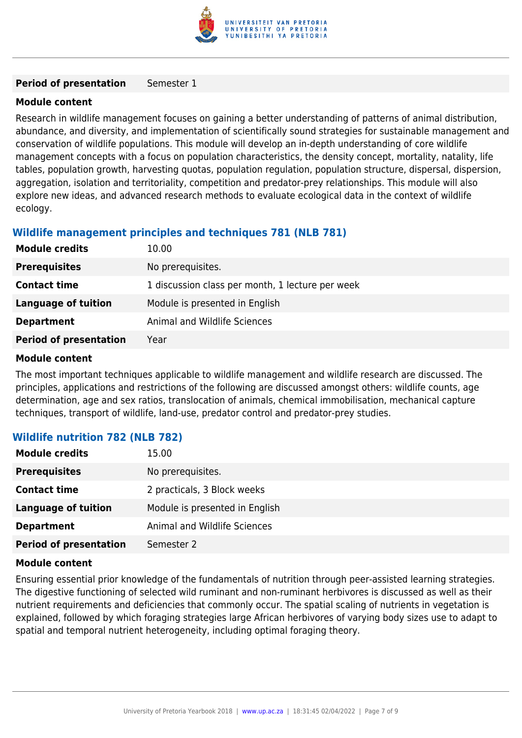| **Period of presentation** | Semester 1 |
| --- | --- |

**Module content**

Research in wildlife management focuses on gaining a better understanding of patterns of animal distribution, abundance, and diversity, and implementation of scientifically sound strategies for sustainable management and conservation of wildlife populations. This module will develop an in-depth understanding of core wildlife management concepts with a focus on population characteristics, the density concept, mortality, natality, life tables, population growth, harvesting quotas, population regulation, population structure, dispersal, dispersion, aggregation, isolation and territoriality, competition and predator-prey relationships. This module will also explore new ideas, and advanced research methods to evaluate ecological data in the context of wildlife ecology.

### Wildlife management principles and techniques 781 (NLB 781)

| **Module credits** | 10.00 |
| --- | --- |
| **Prerequisites** | No prerequisites. |
| **Contact time** | 1 discussion class per month, 1 lecture per week |
| **Language of tuition** | Module is presented in English |
| **Department** | Animal and Wildlife Sciences |
| **Period of presentation** | Year |

**Module content**

The most important techniques applicable to wildlife management and wildlife research are discussed. The principles, applications and restrictions of the following are discussed amongst others: wildlife counts, age determination, age and sex ratios, translocation of animals, chemical immobilisation, mechanical capture techniques, transport of wildlife, land-use, predator control and predator-prey studies.

### Wildlife nutrition 782 (NLB 782)

| **Module credits** | 15.00 |
| --- | --- |
| **Prerequisites** | No prerequisites. |
| **Contact time** | 2 practicals, 3 Block weeks |
| **Language of tuition** | Module is presented in English |
| **Department** | Animal and Wildlife Sciences |
| **Period of presentation** | Semester 2 |

**Module content**

Ensuring essential prior knowledge of the fundamentals of nutrition through peer-assisted learning strategies. The digestive functioning of selected wild ruminant and non-ruminant herbivores is discussed as well as their nutrient requirements and deficiencies that commonly occur. The spatial scaling of nutrients in vegetation is explained, followed by which foraging strategies large African herbivores of varying body sizes use to adapt to spatial and temporal nutrient heterogeneity, including optimal foraging theory.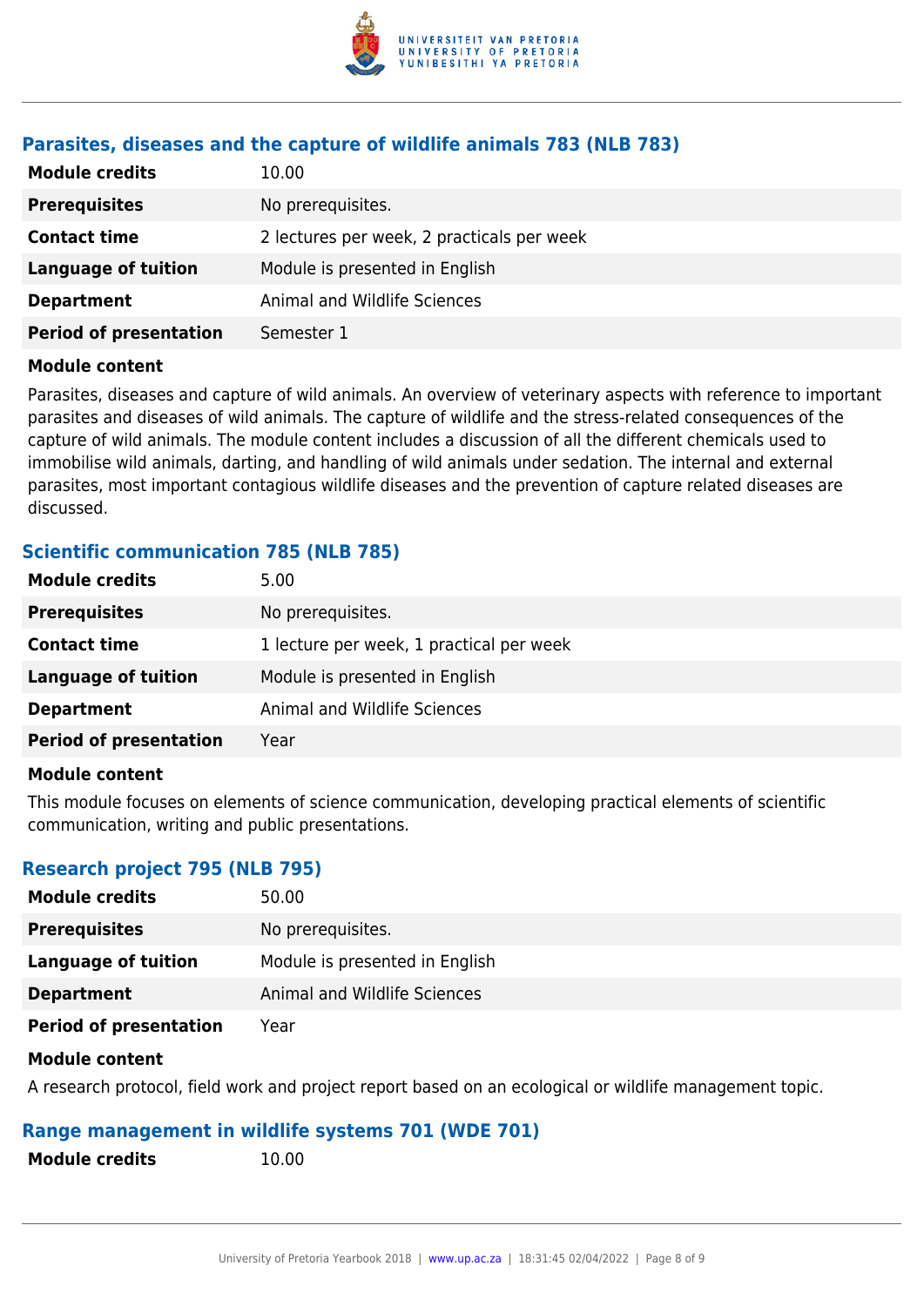### Parasites, diseases and the capture of wildlife animals 783 (NLB 783)

| | |
|---|---|
| **Module credits** | 10.00 |
| **Prerequisites** | No prerequisites. |
| **Contact time** | 2 lectures per week, 2 practicals per week |
| **Language of tuition** | Module is presented in English |
| **Department** | Animal and Wildlife Sciences |
| **Period of presentation** | Semester 1 |

**Module content**

Parasites, diseases and capture of wild animals. An overview of veterinary aspects with reference to important parasites and diseases of wild animals. The capture of wildlife and the stress-related consequences of the capture of wild animals. The module content includes a discussion of all the different chemicals used to immobilise wild animals, darting, and handling of wild animals under sedation. The internal and external parasites, most important contagious wildlife diseases and the prevention of capture related diseases are discussed.

### Scientific communication 785 (NLB 785)

| | |
|---|---|
| **Module credits** | 5.00 |
| **Prerequisites** | No prerequisites. |
| **Contact time** | 1 lecture per week, 1 practical per week |
| **Language of tuition** | Module is presented in English |
| **Department** | Animal and Wildlife Sciences |
| **Period of presentation** | Year |

**Module content**

This module focuses on elements of science communication, developing practical elements of scientific communication, writing and public presentations.

### Research project 795 (NLB 795)

| | |
|---|---|
| **Module credits** | 50.00 |
| **Prerequisites** | No prerequisites. |
| **Language of tuition** | Module is presented in English |
| **Department** | Animal and Wildlife Sciences |
| **Period of presentation** | Year |

**Module content**

A research protocol, field work and project report based on an ecological or wildlife management topic.

### Range management in wildlife systems 701 (WDE 701)

| | |
|---|---|
| **Module credits** | 10.00 |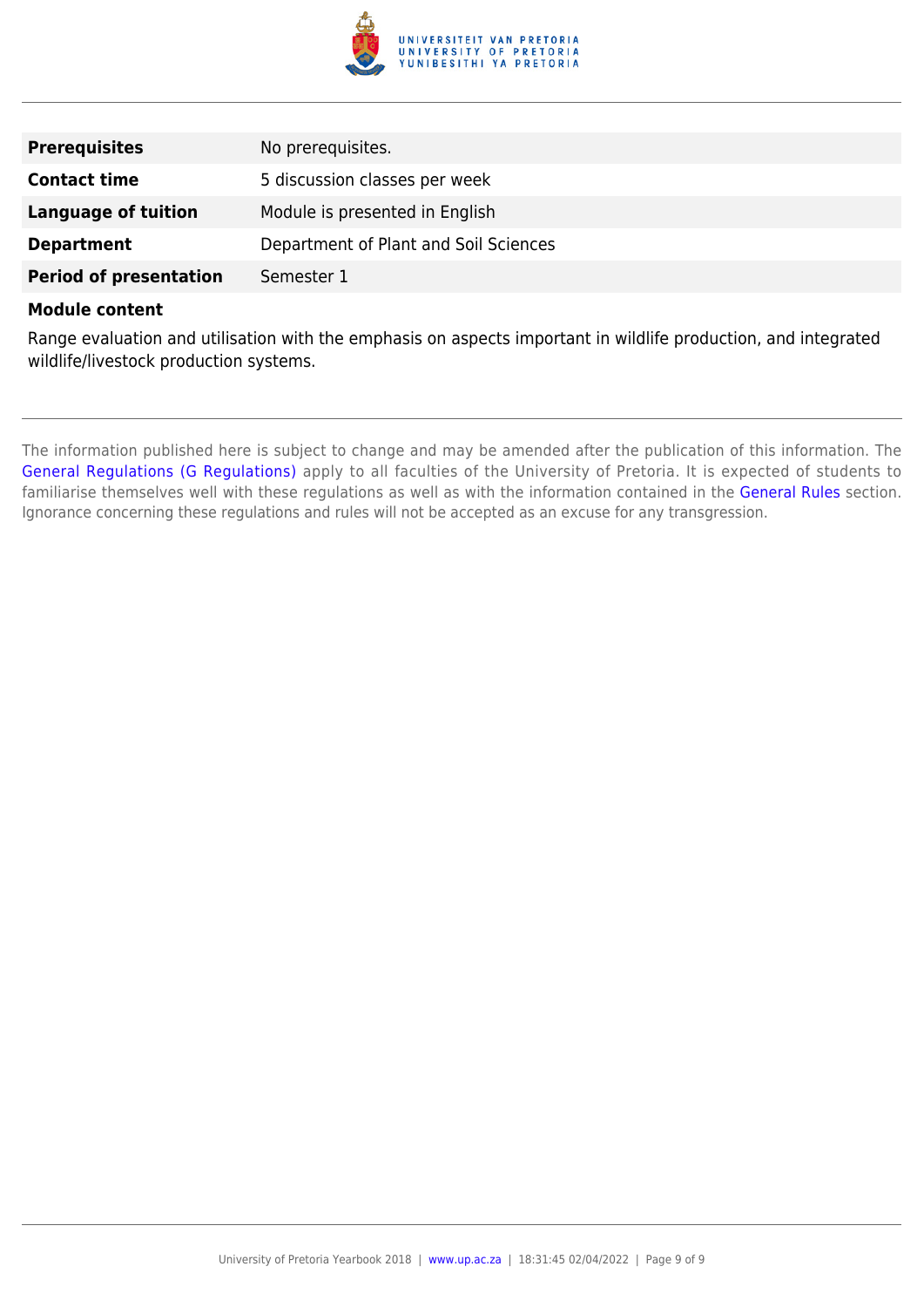| | |
|---|---|
| **Prerequisites** | No prerequisites. |
| **Contact time** | 5 discussion classes per week |
| **Language of tuition** | Module is presented in English |
| **Department** | Department of Plant and Soil Sciences |
| **Period of presentation** | Semester 1 |

**Module content**

Range evaluation and utilisation with the emphasis on aspects important in wildlife production, and integrated wildlife/livestock production systems.

The information published here is subject to change and may be amended after the publication of this information. The General Regulations (G Regulations) apply to all faculties of the University of Pretoria. It is expected of students to familiarise themselves well with these regulations as well as with the information contained in the General Rules section. Ignorance concerning these regulations and rules will not be accepted as an excuse for any transgression.